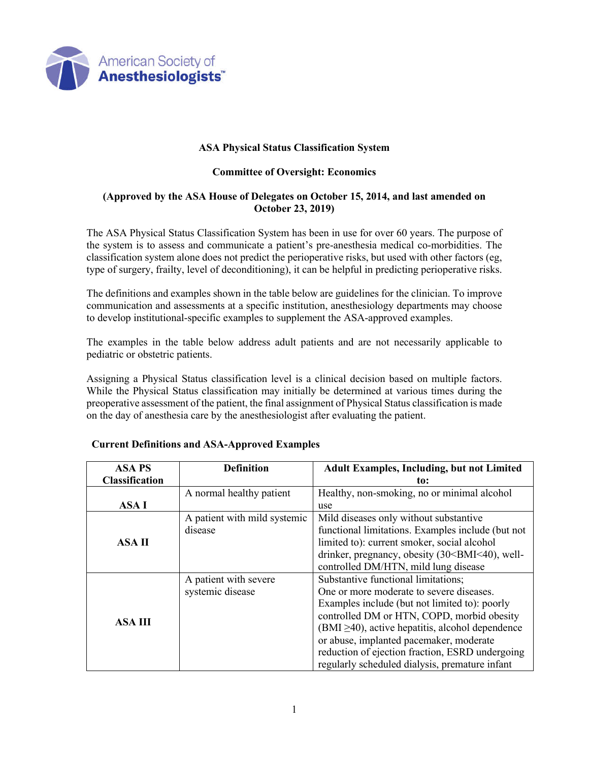American Society of **Anesthesiologists**™

## ASA Physical Status Classification System

**Committee of Oversight: Economics**

**(Approved by the ASA House of Delegates on October 15, 2014, and last amended on October 23, 2019)**

The ASA Physical Status Classification System has been in use for over 60 years. The purpose of the system is to assess and communicate a patient's pre-anesthesia medical co-morbidities. The classification system alone does not predict the perioperative risks, but used with other factors (eg, type of surgery, frailty, level of deconditioning), it can be helpful in predicting perioperative risks.

The definitions and examples shown in the table below are guidelines for the clinician. To improve communication and assessments at a specific institution, anesthesiology departments may choose to develop institutional-specific examples to supplement the ASA-approved examples.

The examples in the table below address adult patients and are not necessarily applicable to pediatric or obstetric patients.

Assigning a Physical Status classification level is a clinical decision based on multiple factors. While the Physical Status classification may initially be determined at various times during the preoperative assessment of the patient, the final assignment of Physical Status classification is made on the day of anesthesia care by the anesthesiologist after evaluating the patient.

### Current Definitions and ASA-Approved Examples

| ASA PS Classification | Definition | Adult Examples, Including, but not Limited to: |
|---|---|---|
| **ASA I** | A normal healthy patient | Healthy, non-smoking, no or minimal alcohol use |
| **ASA II** | A patient with mild systemic disease | Mild diseases only without substantive functional limitations. Examples include (but not limited to): current smoker, social alcohol drinker, pregnancy, obesity (30<BMI<40), well-controlled DM/HTN, mild lung disease |
| **ASA III** | A patient with severe systemic disease | Substantive functional limitations; One or more moderate to severe diseases. Examples include (but not limited to): poorly controlled DM or HTN, COPD, morbid obesity (BMI ≥40), active hepatitis, alcohol dependence or abuse, implanted pacemaker, moderate reduction of ejection fraction, ESRD undergoing regularly scheduled dialysis, premature infant |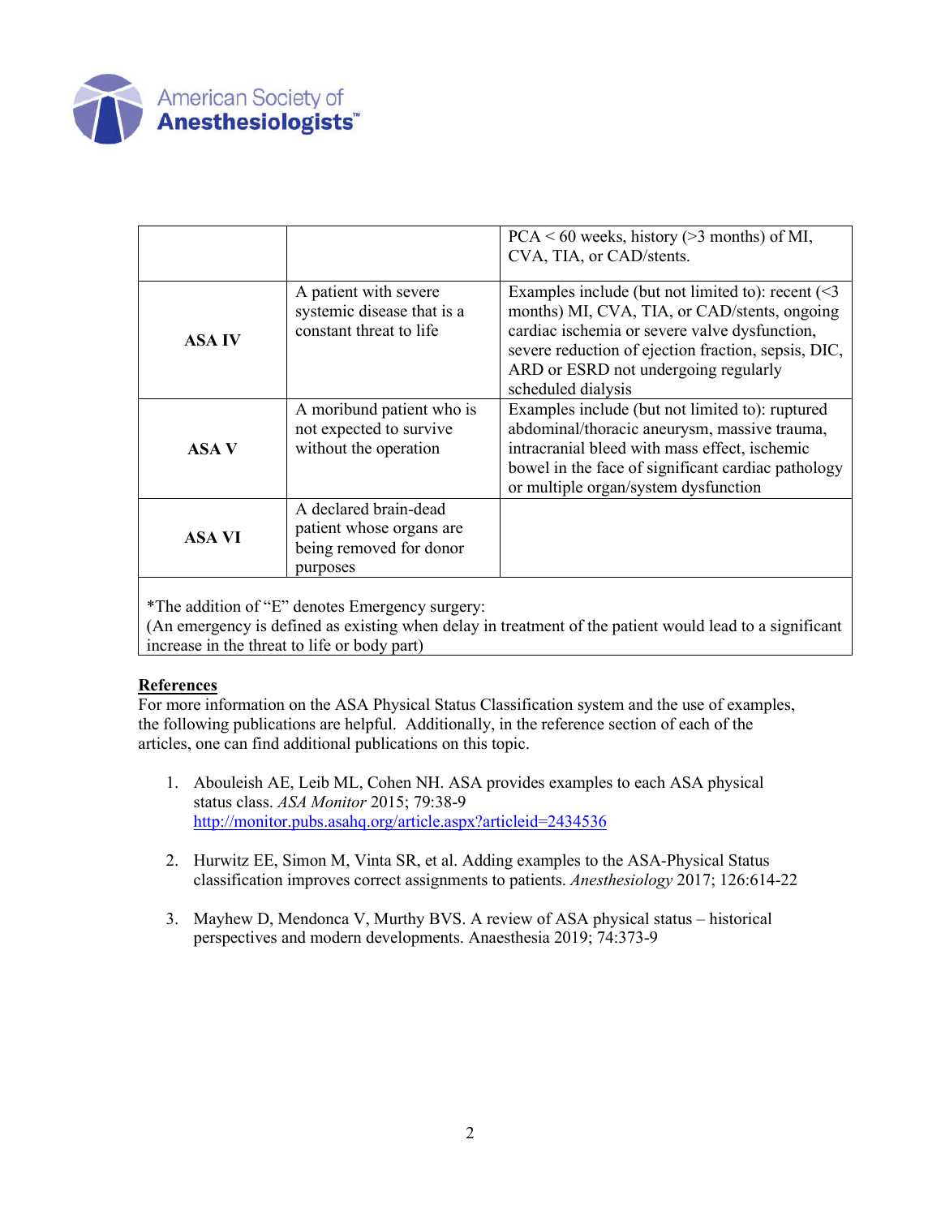| | | |
|---|---|---|
| | | PCA < 60 weeks, history (>3 months) of MI, CVA, TIA, or CAD/stents. |
| **ASA IV** | A patient with severe systemic disease that is a constant threat to life | Examples include (but not limited to): recent (<3 months) MI, CVA, TIA, or CAD/stents, ongoing cardiac ischemia or severe valve dysfunction, severe reduction of ejection fraction, sepsis, DIC, ARD or ESRD not undergoing regularly scheduled dialysis |
| **ASA V** | A moribund patient who is not expected to survive without the operation | Examples include (but not limited to): ruptured abdominal/thoracic aneurysm, massive trauma, intracranial bleed with mass effect, ischemic bowel in the face of significant cardiac pathology or multiple organ/system dysfunction |
| **ASA VI** | A declared brain-dead patient whose organs are being removed for donor purposes | |
| *The addition of "E" denotes Emergency surgery: (An emergency is defined as existing when delay in treatment of the patient would lead to a significant increase in the threat to life or body part) | | |

**References**

For more information on the ASA Physical Status Classification system and the use of examples, the following publications are helpful. Additionally, in the reference section of each of the articles, one can find additional publications on this topic.

1. Abouleish AE, Leib ML, Cohen NH. ASA provides examples to each ASA physical status class. *ASA Monitor* 2015; 79:38-9 http://monitor.pubs.asahq.org/article.aspx?articleid=2434536

2. Hurwitz EE, Simon M, Vinta SR, et al. Adding examples to the ASA-Physical Status classification improves correct assignments to patients. *Anesthesiology* 2017; 126:614-22

3. Mayhew D, Mendonca V, Murthy BVS. A review of ASA physical status – historical perspectives and modern developments. Anaesthesia 2019; 74:373-9